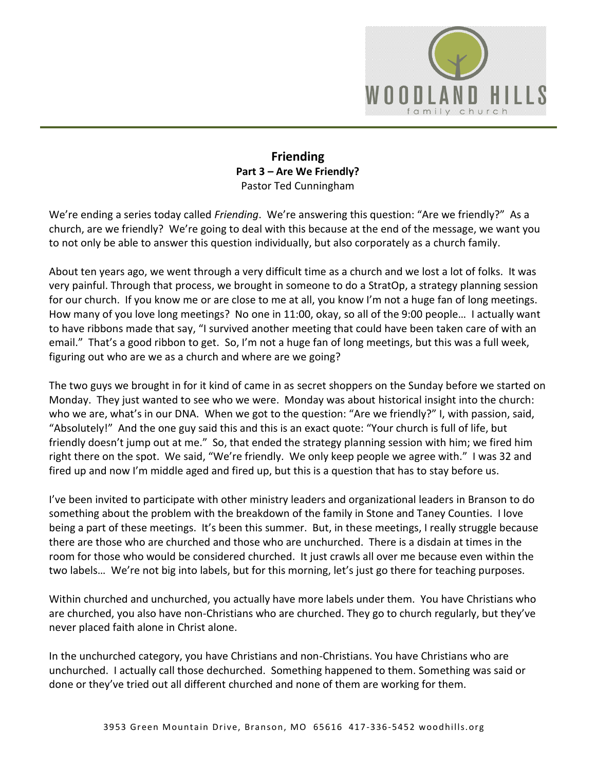# Friending

## Part 3 – Are We Friendly?

Pastor Ted Cunningham

We're ending a series today called *Friending*. We're answering this question: "Are we friendly?" As a church, are we friendly? We're going to deal with this because at the end of the message, we want you to not only be able to answer this question individually, but also corporately as a church family.

About ten years ago, we went through a very difficult time as a church and we lost a lot of folks. It was very painful. Through that process, we brought in someone to do a StratOp, a strategy planning session for our church. If you know me or are close to me at all, you know I'm not a huge fan of long meetings. How many of you love long meetings? No one in 11:00, okay, so all of the 9:00 people… I actually want to have ribbons made that say, "I survived another meeting that could have been taken care of with an email." That's a good ribbon to get. So, I'm not a huge fan of long meetings, but this was a full week, figuring out who are we as a church and where are we going?

The two guys we brought in for it kind of came in as secret shoppers on the Sunday before we started on Monday. They just wanted to see who we were. Monday was about historical insight into the church: who we are, what's in our DNA. When we got to the question: "Are we friendly?" I, with passion, said, "Absolutely!" And the one guy said this and this is an exact quote: "Your church is full of life, but friendly doesn't jump out at me." So, that ended the strategy planning session with him; we fired him right there on the spot. We said, "We're friendly. We only keep people we agree with." I was 32 and fired up and now I'm middle aged and fired up, but this is a question that has to stay before us.

I've been invited to participate with other ministry leaders and organizational leaders in Branson to do something about the problem with the breakdown of the family in Stone and Taney Counties. I love being a part of these meetings. It's been this summer. But, in these meetings, I really struggle because there are those who are churched and those who are unchurched. There is a disdain at times in the room for those who would be considered churched. It just crawls all over me because even within the two labels… We're not big into labels, but for this morning, let's just go there for teaching purposes.

Within churched and unchurched, you actually have more labels under them. You have Christians who are churched, you also have non-Christians who are churched. They go to church regularly, but they've never placed faith alone in Christ alone.

In the unchurched category, you have Christians and non-Christians. You have Christians who are unchurched. I actually call those dechurched. Something happened to them. Something was said or done or they've tried out all different churched and none of them are working for them.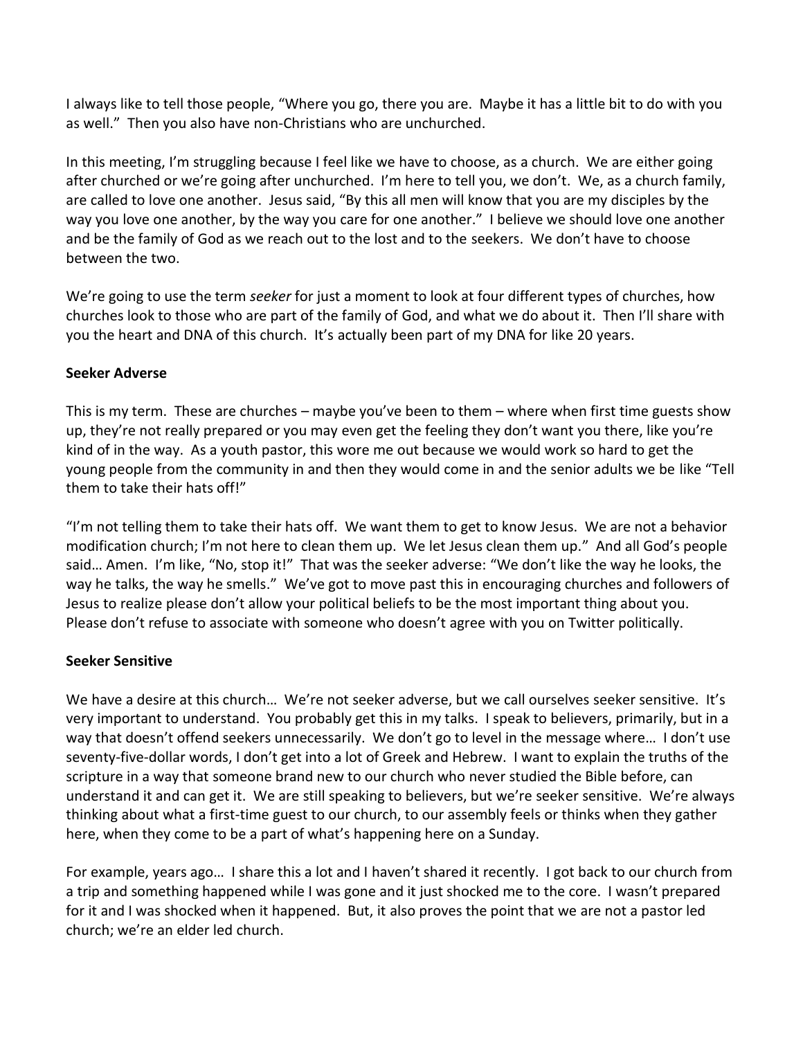I always like to tell those people, "Where you go, there you are. Maybe it has a little bit to do with you as well." Then you also have non-Christians who are unchurched.

In this meeting, I'm struggling because I feel like we have to choose, as a church. We are either going after churched or we're going after unchurched. I'm here to tell you, we don't. We, as a church family, are called to love one another. Jesus said, "By this all men will know that you are my disciples by the way you love one another, by the way you care for one another." I believe we should love one another and be the family of God as we reach out to the lost and to the seekers. We don't have to choose between the two.

We're going to use the term *seeker* for just a moment to look at four different types of churches, how churches look to those who are part of the family of God, and what we do about it. Then I'll share with you the heart and DNA of this church. It's actually been part of my DNA for like 20 years.

**Seeker Adverse**

This is my term. These are churches – maybe you've been to them – where when first time guests show up, they're not really prepared or you may even get the feeling they don't want you there, like you're kind of in the way. As a youth pastor, this wore me out because we would work so hard to get the young people from the community in and then they would come in and the senior adults we be like "Tell them to take their hats off!"

"I'm not telling them to take their hats off. We want them to get to know Jesus. We are not a behavior modification church; I'm not here to clean them up. We let Jesus clean them up." And all God's people said… Amen. I'm like, "No, stop it!" That was the seeker adverse: "We don't like the way he looks, the way he talks, the way he smells." We've got to move past this in encouraging churches and followers of Jesus to realize please don't allow your political beliefs to be the most important thing about you. Please don't refuse to associate with someone who doesn't agree with you on Twitter politically.

**Seeker Sensitive**

We have a desire at this church… We're not seeker adverse, but we call ourselves seeker sensitive. It's very important to understand. You probably get this in my talks. I speak to believers, primarily, but in a way that doesn't offend seekers unnecessarily. We don't go to level in the message where… I don't use seventy-five-dollar words, I don't get into a lot of Greek and Hebrew. I want to explain the truths of the scripture in a way that someone brand new to our church who never studied the Bible before, can understand it and can get it. We are still speaking to believers, but we're seeker sensitive. We're always thinking about what a first-time guest to our church, to our assembly feels or thinks when they gather here, when they come to be a part of what's happening here on a Sunday.

For example, years ago… I share this a lot and I haven't shared it recently. I got back to our church from a trip and something happened while I was gone and it just shocked me to the core. I wasn't prepared for it and I was shocked when it happened. But, it also proves the point that we are not a pastor led church; we're an elder led church.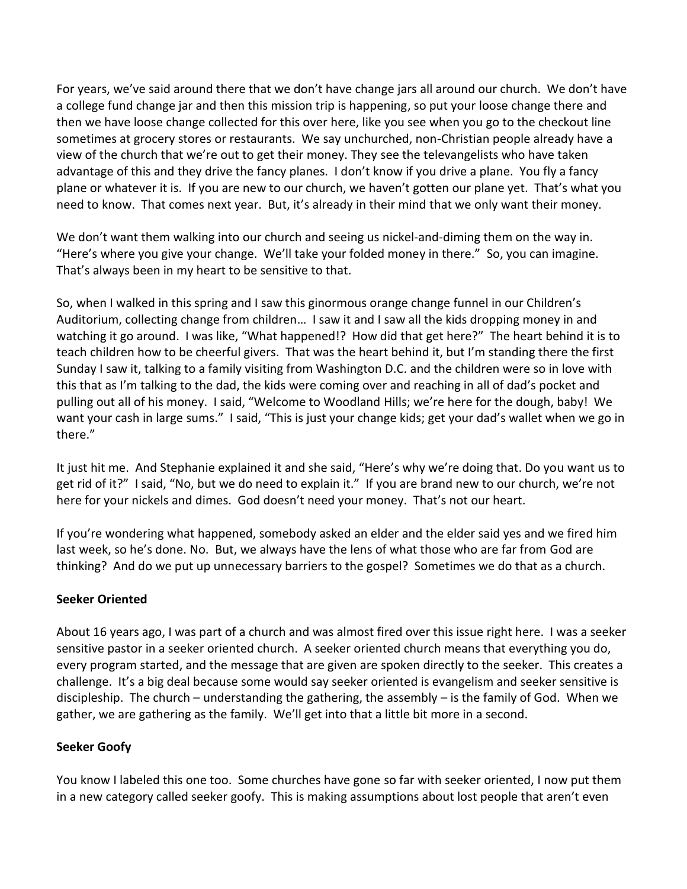For years, we've said around there that we don't have change jars all around our church. We don't have a college fund change jar and then this mission trip is happening, so put your loose change there and then we have loose change collected for this over here, like you see when you go to the checkout line sometimes at grocery stores or restaurants. We say unchurched, non-Christian people already have a view of the church that we're out to get their money. They see the televangelists who have taken advantage of this and they drive the fancy planes. I don't know if you drive a plane. You fly a fancy plane or whatever it is. If you are new to our church, we haven't gotten our plane yet. That's what you need to know. That comes next year. But, it's already in their mind that we only want their money.

We don't want them walking into our church and seeing us nickel-and-diming them on the way in. "Here's where you give your change. We'll take your folded money in there." So, you can imagine. That's always been in my heart to be sensitive to that.

So, when I walked in this spring and I saw this ginormous orange change funnel in our Children's Auditorium, collecting change from children… I saw it and I saw all the kids dropping money in and watching it go around. I was like, "What happened!? How did that get here?" The heart behind it is to teach children how to be cheerful givers. That was the heart behind it, but I'm standing there the first Sunday I saw it, talking to a family visiting from Washington D.C. and the children were so in love with this that as I'm talking to the dad, the kids were coming over and reaching in all of dad's pocket and pulling out all of his money. I said, "Welcome to Woodland Hills; we're here for the dough, baby! We want your cash in large sums." I said, "This is just your change kids; get your dad's wallet when we go in there."

It just hit me. And Stephanie explained it and she said, "Here's why we're doing that. Do you want us to get rid of it?" I said, "No, but we do need to explain it." If you are brand new to our church, we're not here for your nickels and dimes. God doesn't need your money. That's not our heart.

If you're wondering what happened, somebody asked an elder and the elder said yes and we fired him last week, so he's done. No. But, we always have the lens of what those who are far from God are thinking? And do we put up unnecessary barriers to the gospel? Sometimes we do that as a church.

**Seeker Oriented**

About 16 years ago, I was part of a church and was almost fired over this issue right here. I was a seeker sensitive pastor in a seeker oriented church. A seeker oriented church means that everything you do, every program started, and the message that are given are spoken directly to the seeker. This creates a challenge. It's a big deal because some would say seeker oriented is evangelism and seeker sensitive is discipleship. The church – understanding the gathering, the assembly – is the family of God. When we gather, we are gathering as the family. We'll get into that a little bit more in a second.

**Seeker Goofy**

You know I labeled this one too. Some churches have gone so far with seeker oriented, I now put them in a new category called seeker goofy. This is making assumptions about lost people that aren't even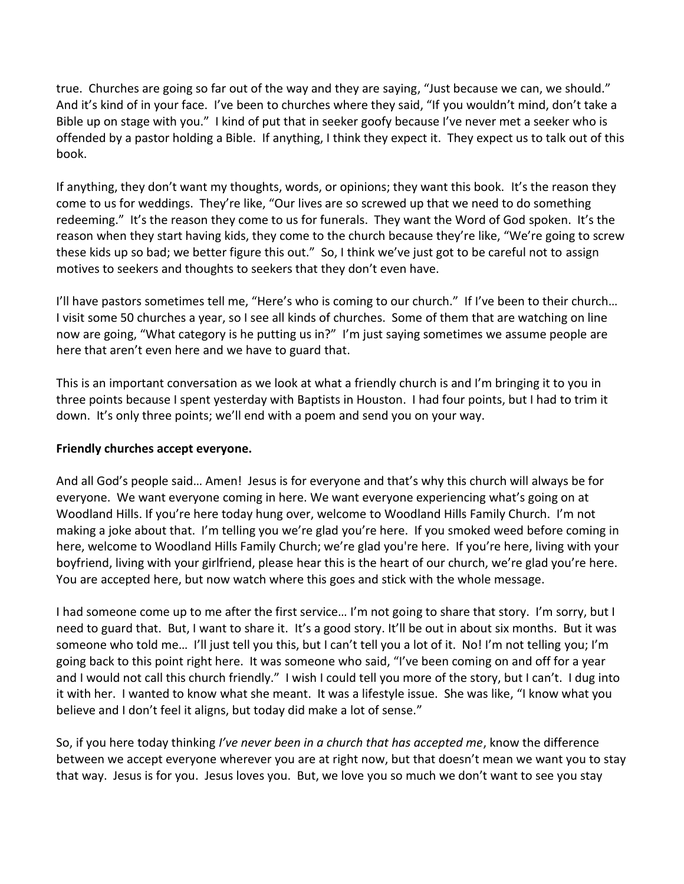true. Churches are going so far out of the way and they are saying, "Just because we can, we should." And it's kind of in your face. I've been to churches where they said, "If you wouldn't mind, don't take a Bible up on stage with you." I kind of put that in seeker goofy because I've never met a seeker who is offended by a pastor holding a Bible. If anything, I think they expect it. They expect us to talk out of this book.

If anything, they don't want my thoughts, words, or opinions; they want this book. It's the reason they come to us for weddings. They're like, "Our lives are so screwed up that we need to do something redeeming." It's the reason they come to us for funerals. They want the Word of God spoken. It's the reason when they start having kids, they come to the church because they're like, "We're going to screw these kids up so bad; we better figure this out." So, I think we've just got to be careful not to assign motives to seekers and thoughts to seekers that they don't even have.

I'll have pastors sometimes tell me, "Here's who is coming to our church." If I've been to their church… I visit some 50 churches a year, so I see all kinds of churches. Some of them that are watching on line now are going, "What category is he putting us in?" I'm just saying sometimes we assume people are here that aren't even here and we have to guard that.

This is an important conversation as we look at what a friendly church is and I'm bringing it to you in three points because I spent yesterday with Baptists in Houston. I had four points, but I had to trim it down. It's only three points; we'll end with a poem and send you on your way.

**Friendly churches accept everyone.**

And all God's people said… Amen! Jesus is for everyone and that's why this church will always be for everyone. We want everyone coming in here. We want everyone experiencing what's going on at Woodland Hills. If you're here today hung over, welcome to Woodland Hills Family Church. I'm not making a joke about that. I'm telling you we're glad you're here. If you smoked weed before coming in here, welcome to Woodland Hills Family Church; we're glad you're here. If you're here, living with your boyfriend, living with your girlfriend, please hear this is the heart of our church, we're glad you're here. You are accepted here, but now watch where this goes and stick with the whole message.

I had someone come up to me after the first service… I'm not going to share that story. I'm sorry, but I need to guard that. But, I want to share it. It's a good story. It'll be out in about six months. But it was someone who told me… I'll just tell you this, but I can't tell you a lot of it. No! I'm not telling you; I'm going back to this point right here. It was someone who said, "I've been coming on and off for a year and I would not call this church friendly." I wish I could tell you more of the story, but I can't. I dug into it with her. I wanted to know what she meant. It was a lifestyle issue. She was like, "I know what you believe and I don't feel it aligns, but today did make a lot of sense."

So, if you here today thinking *I've never been in a church that has accepted me*, know the difference between we accept everyone wherever you are at right now, but that doesn't mean we want you to stay that way. Jesus is for you. Jesus loves you. But, we love you so much we don't want to see you stay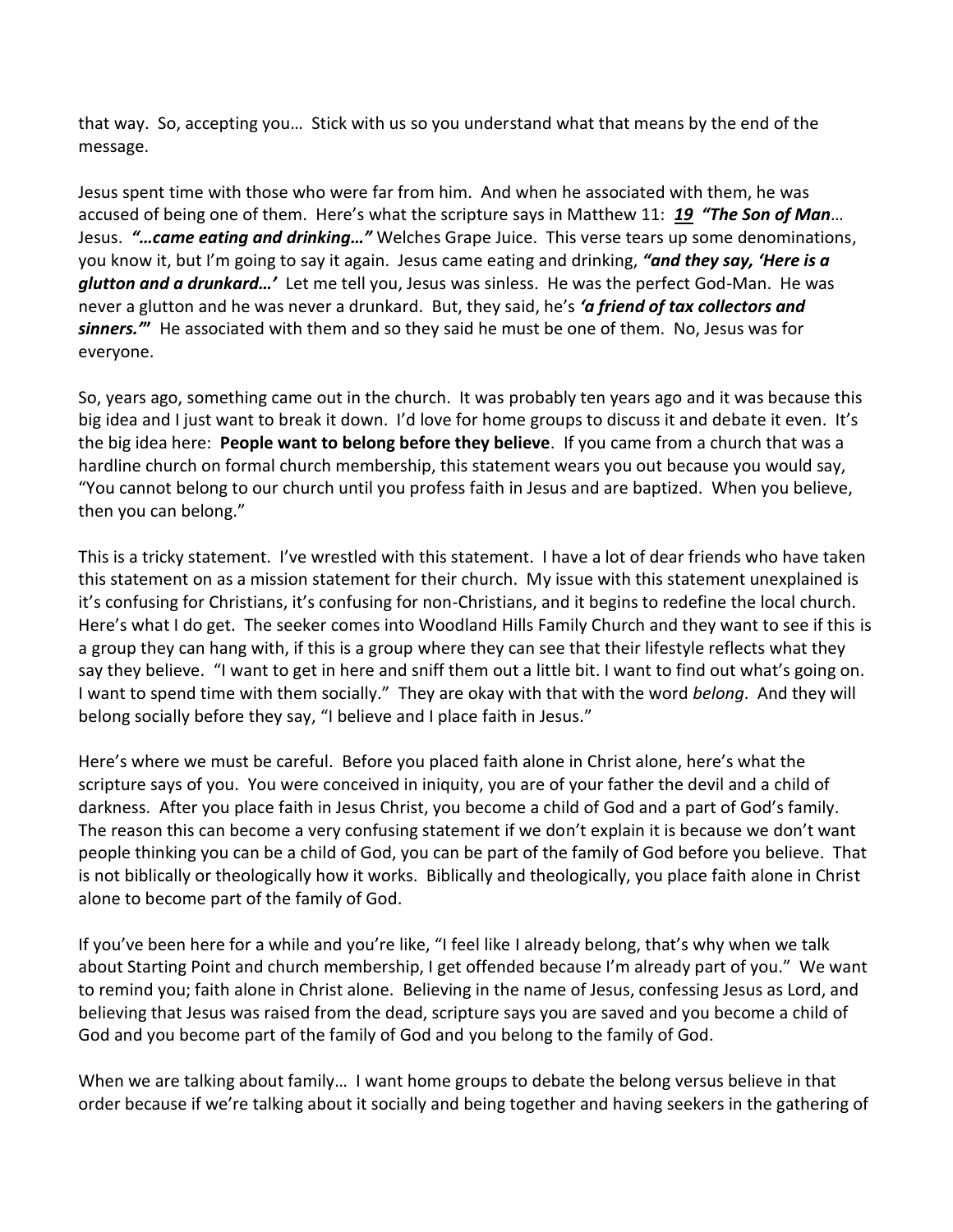that way. So, accepting you… Stick with us so you understand what that means by the end of the message.

Jesus spent time with those who were far from him. And when he associated with them, he was accused of being one of them. Here's what the scripture says in Matthew 11: ***19*** ***"The Son of Man***… Jesus. ***"…came eating and drinking…"*** Welches Grape Juice. This verse tears up some denominations, you know it, but I'm going to say it again. Jesus came eating and drinking, ***"and they say, 'Here is a glutton and a drunkard…'*** Let me tell you, Jesus was sinless. He was the perfect God-Man. He was never a glutton and he was never a drunkard. But, they said, he's ***'a friend of tax collectors and sinners.'"*** He associated with them and so they said he must be one of them. No, Jesus was for everyone.

So, years ago, something came out in the church. It was probably ten years ago and it was because this big idea and I just want to break it down. I'd love for home groups to discuss it and debate it even. It's the big idea here: **People want to belong before they believe**. If you came from a church that was a hardline church on formal church membership, this statement wears you out because you would say, "You cannot belong to our church until you profess faith in Jesus and are baptized. When you believe, then you can belong."

This is a tricky statement. I've wrestled with this statement. I have a lot of dear friends who have taken this statement on as a mission statement for their church. My issue with this statement unexplained is it's confusing for Christians, it's confusing for non-Christians, and it begins to redefine the local church. Here's what I do get. The seeker comes into Woodland Hills Family Church and they want to see if this is a group they can hang with, if this is a group where they can see that their lifestyle reflects what they say they believe. "I want to get in here and sniff them out a little bit. I want to find out what's going on. I want to spend time with them socially." They are okay with that with the word *belong*. And they will belong socially before they say, "I believe and I place faith in Jesus."

Here's where we must be careful. Before you placed faith alone in Christ alone, here's what the scripture says of you. You were conceived in iniquity, you are of your father the devil and a child of darkness. After you place faith in Jesus Christ, you become a child of God and a part of God's family. The reason this can become a very confusing statement if we don't explain it is because we don't want people thinking you can be a child of God, you can be part of the family of God before you believe. That is not biblically or theologically how it works. Biblically and theologically, you place faith alone in Christ alone to become part of the family of God.

If you've been here for a while and you're like, "I feel like I already belong, that's why when we talk about Starting Point and church membership, I get offended because I'm already part of you." We want to remind you; faith alone in Christ alone. Believing in the name of Jesus, confessing Jesus as Lord, and believing that Jesus was raised from the dead, scripture says you are saved and you become a child of God and you become part of the family of God and you belong to the family of God.

When we are talking about family… I want home groups to debate the belong versus believe in that order because if we're talking about it socially and being together and having seekers in the gathering of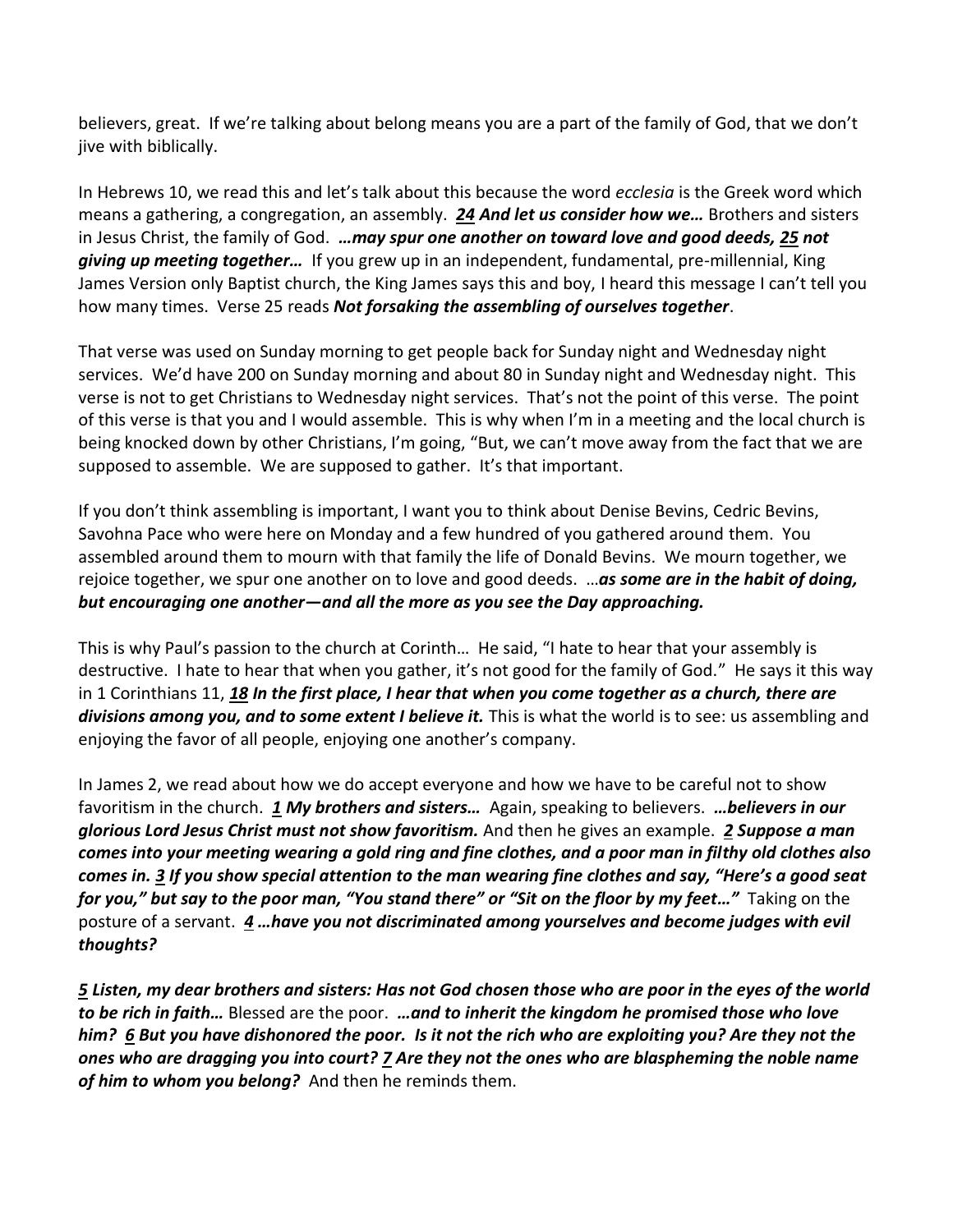believers, great. If we're talking about belong means you are a part of the family of God, that we don't jive with biblically.

In Hebrews 10, we read this and let's talk about this because the word *ecclesia* is the Greek word which means a gathering, a congregation, an assembly. ***24** **And let us consider how we…*** Brothers and sisters in Jesus Christ, the family of God. ***…may spur one another on toward love and good deeds, 25 not giving up meeting together…*** If you grew up in an independent, fundamental, pre-millennial, King James Version only Baptist church, the King James says this and boy, I heard this message I can't tell you how many times. Verse 25 reads ***Not forsaking the assembling of ourselves together***.

That verse was used on Sunday morning to get people back for Sunday night and Wednesday night services. We'd have 200 on Sunday morning and about 80 in Sunday night and Wednesday night. This verse is not to get Christians to Wednesday night services. That's not the point of this verse. The point of this verse is that you and I would assemble. This is why when I'm in a meeting and the local church is being knocked down by other Christians, I'm going, "But, we can't move away from the fact that we are supposed to assemble. We are supposed to gather. It's that important.

If you don't think assembling is important, I want you to think about Denise Bevins, Cedric Bevins, Savohna Pace who were here on Monday and a few hundred of you gathered around them. You assembled around them to mourn with that family the life of Donald Bevins. We mourn together, we rejoice together, we spur one another on to love and good deeds. …***as some are in the habit of doing, but encouraging one another—and all the more as you see the Day approaching.***

This is why Paul's passion to the church at Corinth… He said, "I hate to hear that your assembly is destructive. I hate to hear that when you gather, it's not good for the family of God." He says it this way in 1 Corinthians 11, ***18 In the first place, I hear that when you come together as a church, there are divisions among you, and to some extent I believe it.*** This is what the world is to see: us assembling and enjoying the favor of all people, enjoying one another's company.

In James 2, we read about how we do accept everyone and how we have to be careful not to show favoritism in the church. ***1 My brothers and sisters…*** Again, speaking to believers. ***…believers in our glorious Lord Jesus Christ must not show favoritism.*** And then he gives an example. ***2 Suppose a man comes into your meeting wearing a gold ring and fine clothes, and a poor man in filthy old clothes also comes in. 3 If you show special attention to the man wearing fine clothes and say, "Here's a good seat for you," but say to the poor man, "You stand there" or "Sit on the floor by my feet…"*** Taking on the posture of a servant. ***4 …have you not discriminated among yourselves and become judges with evil thoughts?***

***5 Listen, my dear brothers and sisters: Has not God chosen those who are poor in the eyes of the world to be rich in faith…*** Blessed are the poor. ***…and to inherit the kingdom he promised those who love him? 6 But you have dishonored the poor. Is it not the rich who are exploiting you? Are they not the ones who are dragging you into court? 7 Are they not the ones who are blaspheming the noble name of him to whom you belong?*** And then he reminds them.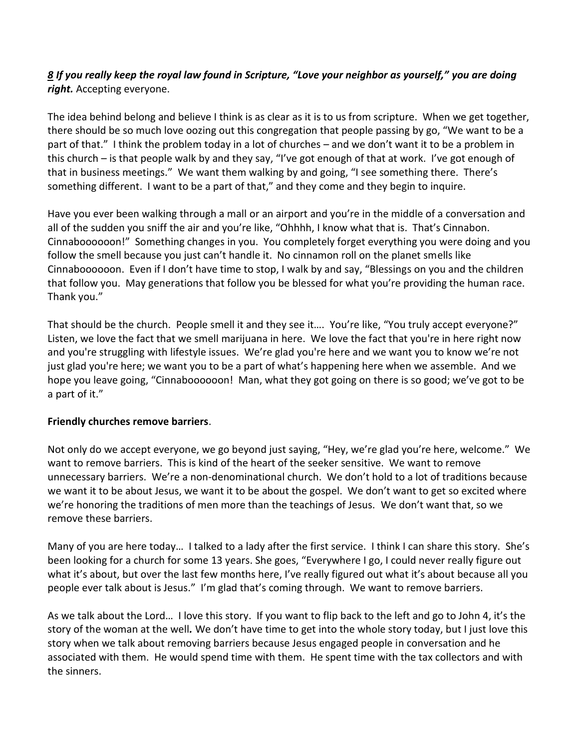***8** If you really keep the royal law found in Scripture, "Love your neighbor as yourself," you are doing right.* Accepting everyone.

The idea behind belong and believe I think is as clear as it is to us from scripture. When we get together, there should be so much love oozing out this congregation that people passing by go, "We want to be a part of that." I think the problem today in a lot of churches – and we don't want it to be a problem in this church – is that people walk by and they say, "I've got enough of that at work. I've got enough of that in business meetings." We want them walking by and going, "I see something there. There's something different. I want to be a part of that," and they come and they begin to inquire.

Have you ever been walking through a mall or an airport and you're in the middle of a conversation and all of the sudden you sniff the air and you're like, "Ohhhh, I know what that is. That's Cinnabon. Cinnabooooon!" Something changes in you. You completely forget everything you were doing and you follow the smell because you just can't handle it. No cinnamon roll on the planet smells like Cinnabooooon. Even if I don't have time to stop, I walk by and say, "Blessings on you and the children that follow you. May generations that follow you be blessed for what you're providing the human race. Thank you."

That should be the church. People smell it and they see it…. You're like, "You truly accept everyone?" Listen, we love the fact that we smell marijuana in here. We love the fact that you're in here right now and you're struggling with lifestyle issues. We're glad you're here and we want you to know we're not just glad you're here; we want you to be a part of what's happening here when we assemble. And we hope you leave going, "Cinnabooooon! Man, what they got going on there is so good; we've got to be a part of it."

**Friendly churches remove barriers**.

Not only do we accept everyone, we go beyond just saying, "Hey, we're glad you're here, welcome." We want to remove barriers. This is kind of the heart of the seeker sensitive. We want to remove unnecessary barriers. We're a non-denominational church. We don't hold to a lot of traditions because we want it to be about Jesus, we want it to be about the gospel. We don't want to get so excited where we're honoring the traditions of men more than the teachings of Jesus. We don't want that, so we remove these barriers.

Many of you are here today… I talked to a lady after the first service. I think I can share this story. She's been looking for a church for some 13 years. She goes, "Everywhere I go, I could never really figure out what it's about, but over the last few months here, I've really figured out what it's about because all you people ever talk about is Jesus." I'm glad that's coming through. We want to remove barriers.

As we talk about the Lord… I love this story. If you want to flip back to the left and go to John 4, it's the story of the woman at the well*.* We don't have time to get into the whole story today, but I just love this story when we talk about removing barriers because Jesus engaged people in conversation and he associated with them. He would spend time with them. He spent time with the tax collectors and with the sinners.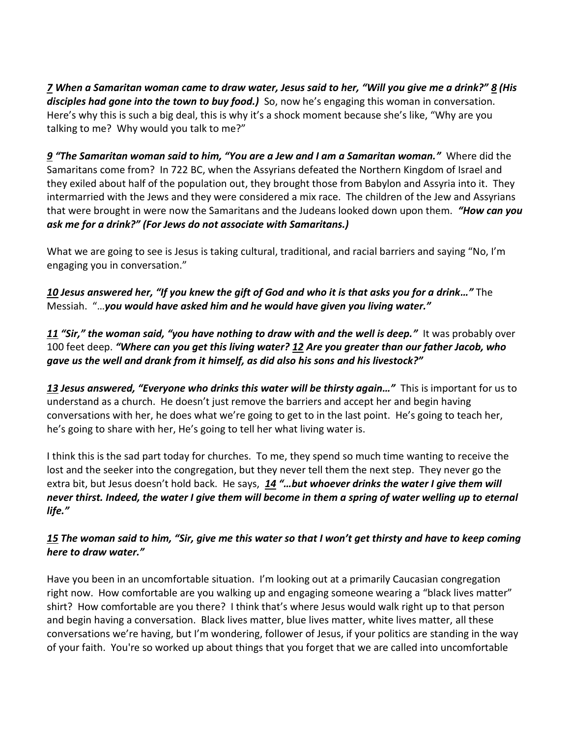***<u>7</u> When a Samaritan woman came to draw water, Jesus said to her, "Will you give me a drink?" <u>8</u> (His disciples had gone into the town to buy food.)*** So, now he's engaging this woman in conversation. Here's why this is such a big deal, this is why it's a shock moment because she's like, "Why are you talking to me? Why would you talk to me?"

***<u>9</u> "The Samaritan woman said to him, "You are a Jew and I am a Samaritan woman."*** Where did the Samaritans come from? In 722 BC, when the Assyrians defeated the Northern Kingdom of Israel and they exiled about half of the population out, they brought those from Babylon and Assyria into it. They intermarried with the Jews and they were considered a mix race. The children of the Jew and Assyrians that were brought in were now the Samaritans and the Judeans looked down upon them. ***"How can you ask me for a drink?" (For Jews do not associate with Samaritans.)***

What we are going to see is Jesus is taking cultural, traditional, and racial barriers and saying "No, I'm engaging you in conversation."

***<u>10</u> Jesus answered her, "If you knew the gift of God and who it is that asks you for a drink…"*** The Messiah. "…***you would have asked him and he would have given you living water."***

***<u>11</u> "Sir," the woman said, "you have nothing to draw with and the well is deep."*** It was probably over 100 feet deep. ***"Where can you get this living water? <u>12</u> Are you greater than our father Jacob, who gave us the well and drank from it himself, as did also his sons and his livestock?"***

***<u>13</u> Jesus answered, "Everyone who drinks this water will be thirsty again…"*** This is important for us to understand as a church. He doesn't just remove the barriers and accept her and begin having conversations with her, he does what we're going to get to in the last point. He's going to teach her, he's going to share with her, He's going to tell her what living water is.

I think this is the sad part today for churches. To me, they spend so much time wanting to receive the lost and the seeker into the congregation, but they never tell them the next step. They never go the extra bit, but Jesus doesn't hold back. He says, ***<u>14</u> "…but whoever drinks the water I give them will never thirst. Indeed, the water I give them will become in them a spring of water welling up to eternal life."***

***<u>15</u> The woman said to him, "Sir, give me this water so that I won't get thirsty and have to keep coming here to draw water."***

Have you been in an uncomfortable situation. I'm looking out at a primarily Caucasian congregation right now. How comfortable are you walking up and engaging someone wearing a "black lives matter" shirt? How comfortable are you there? I think that's where Jesus would walk right up to that person and begin having a conversation. Black lives matter, blue lives matter, white lives matter, all these conversations we're having, but I'm wondering, follower of Jesus, if your politics are standing in the way of your faith. You're so worked up about things that you forget that we are called into uncomfortable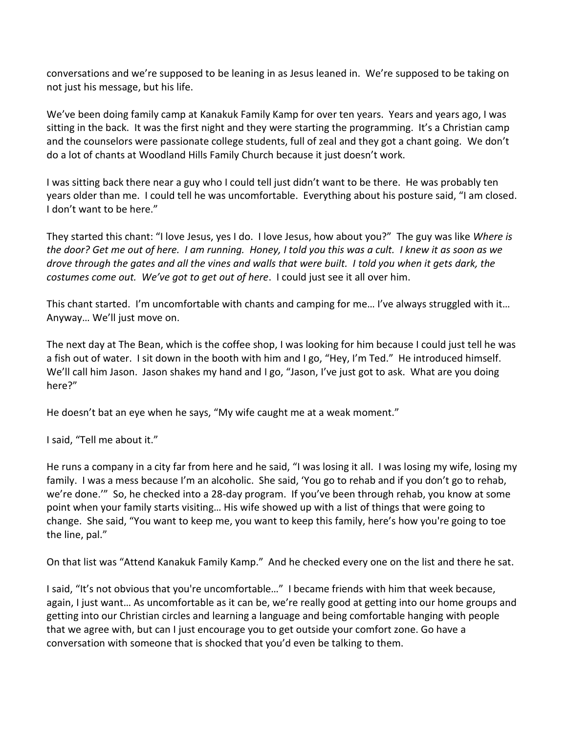conversations and we're supposed to be leaning in as Jesus leaned in. We're supposed to be taking on not just his message, but his life.

We've been doing family camp at Kanakuk Family Kamp for over ten years. Years and years ago, I was sitting in the back. It was the first night and they were starting the programming. It's a Christian camp and the counselors were passionate college students, full of zeal and they got a chant going. We don't do a lot of chants at Woodland Hills Family Church because it just doesn't work.

I was sitting back there near a guy who I could tell just didn't want to be there. He was probably ten years older than me. I could tell he was uncomfortable. Everything about his posture said, "I am closed. I don't want to be here."

They started this chant: "I love Jesus, yes I do. I love Jesus, how about you?" The guy was like *Where is the door? Get me out of here. I am running. Honey, I told you this was a cult. I knew it as soon as we drove through the gates and all the vines and walls that were built. I told you when it gets dark, the costumes come out. We've got to get out of here*. I could just see it all over him.

This chant started. I'm uncomfortable with chants and camping for me… I've always struggled with it… Anyway… We'll just move on.

The next day at The Bean, which is the coffee shop, I was looking for him because I could just tell he was a fish out of water. I sit down in the booth with him and I go, "Hey, I'm Ted." He introduced himself. We'll call him Jason. Jason shakes my hand and I go, "Jason, I've just got to ask. What are you doing here?"

He doesn't bat an eye when he says, "My wife caught me at a weak moment."

I said, "Tell me about it."

He runs a company in a city far from here and he said, "I was losing it all. I was losing my wife, losing my family. I was a mess because I'm an alcoholic. She said, 'You go to rehab and if you don't go to rehab, we're done.'" So, he checked into a 28-day program. If you've been through rehab, you know at some point when your family starts visiting… His wife showed up with a list of things that were going to change. She said, "You want to keep me, you want to keep this family, here's how you're going to toe the line, pal."

On that list was "Attend Kanakuk Family Kamp." And he checked every one on the list and there he sat.

I said, "It's not obvious that you're uncomfortable…" I became friends with him that week because, again, I just want… As uncomfortable as it can be, we're really good at getting into our home groups and getting into our Christian circles and learning a language and being comfortable hanging with people that we agree with, but can I just encourage you to get outside your comfort zone. Go have a conversation with someone that is shocked that you'd even be talking to them.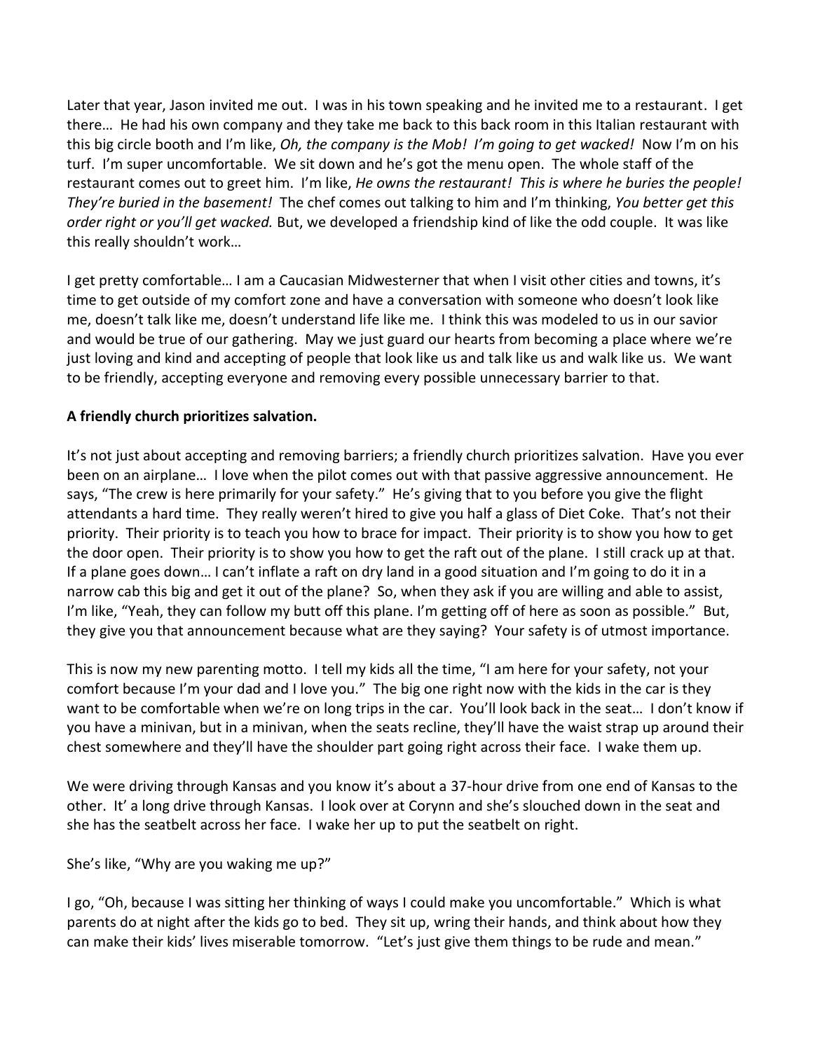Later that year, Jason invited me out. I was in his town speaking and he invited me to a restaurant. I get there… He had his own company and they take me back to this back room in this Italian restaurant with this big circle booth and I'm like, *Oh, the company is the Mob! I'm going to get wacked!* Now I'm on his turf. I'm super uncomfortable. We sit down and he's got the menu open. The whole staff of the restaurant comes out to greet him. I'm like, *He owns the restaurant! This is where he buries the people! They're buried in the basement!* The chef comes out talking to him and I'm thinking, *You better get this order right or you'll get wacked.* But, we developed a friendship kind of like the odd couple. It was like this really shouldn't work…

I get pretty comfortable… I am a Caucasian Midwesterner that when I visit other cities and towns, it's time to get outside of my comfort zone and have a conversation with someone who doesn't look like me, doesn't talk like me, doesn't understand life like me. I think this was modeled to us in our savior and would be true of our gathering. May we just guard our hearts from becoming a place where we're just loving and kind and accepting of people that look like us and talk like us and walk like us. We want to be friendly, accepting everyone and removing every possible unnecessary barrier to that.

**A friendly church prioritizes salvation.**

It's not just about accepting and removing barriers; a friendly church prioritizes salvation. Have you ever been on an airplane… I love when the pilot comes out with that passive aggressive announcement. He says, "The crew is here primarily for your safety." He's giving that to you before you give the flight attendants a hard time. They really weren't hired to give you half a glass of Diet Coke. That's not their priority. Their priority is to teach you how to brace for impact. Their priority is to show you how to get the door open. Their priority is to show you how to get the raft out of the plane. I still crack up at that. If a plane goes down… I can't inflate a raft on dry land in a good situation and I'm going to do it in a narrow cab this big and get it out of the plane? So, when they ask if you are willing and able to assist, I'm like, "Yeah, they can follow my butt off this plane. I'm getting off of here as soon as possible." But, they give you that announcement because what are they saying? Your safety is of utmost importance.

This is now my new parenting motto. I tell my kids all the time, "I am here for your safety, not your comfort because I'm your dad and I love you." The big one right now with the kids in the car is they want to be comfortable when we're on long trips in the car. You'll look back in the seat… I don't know if you have a minivan, but in a minivan, when the seats recline, they'll have the waist strap up around their chest somewhere and they'll have the shoulder part going right across their face. I wake them up.

We were driving through Kansas and you know it's about a 37-hour drive from one end of Kansas to the other. It' a long drive through Kansas. I look over at Corynn and she's slouched down in the seat and she has the seatbelt across her face. I wake her up to put the seatbelt on right.

She's like, "Why are you waking me up?"

I go, "Oh, because I was sitting her thinking of ways I could make you uncomfortable." Which is what parents do at night after the kids go to bed. They sit up, wring their hands, and think about how they can make their kids' lives miserable tomorrow. "Let's just give them things to be rude and mean."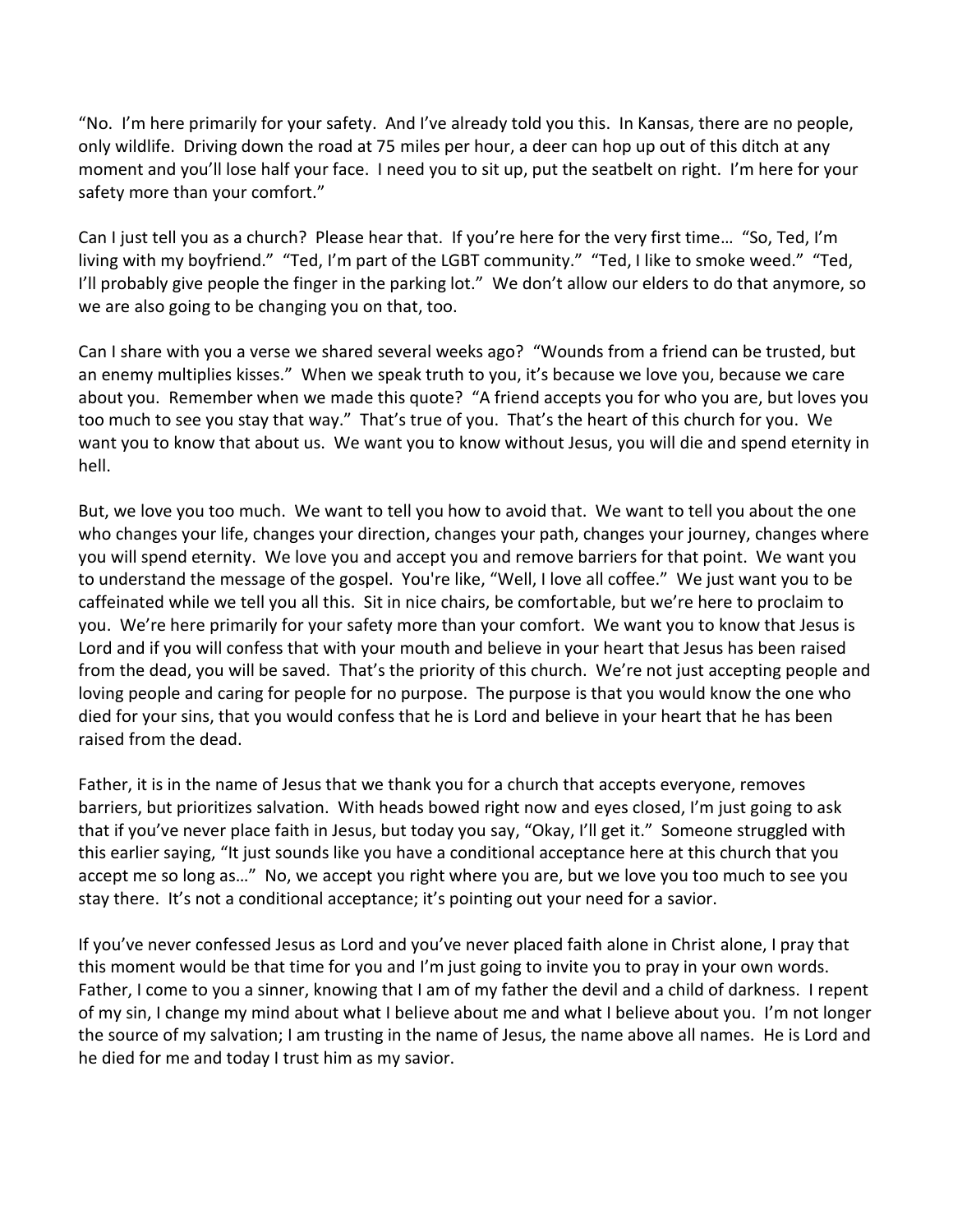"No. I'm here primarily for your safety. And I've already told you this. In Kansas, there are no people, only wildlife. Driving down the road at 75 miles per hour, a deer can hop up out of this ditch at any moment and you'll lose half your face. I need you to sit up, put the seatbelt on right. I'm here for your safety more than your comfort."

Can I just tell you as a church? Please hear that. If you're here for the very first time… "So, Ted, I'm living with my boyfriend." "Ted, I'm part of the LGBT community." "Ted, I like to smoke weed." "Ted, I'll probably give people the finger in the parking lot." We don't allow our elders to do that anymore, so we are also going to be changing you on that, too.

Can I share with you a verse we shared several weeks ago? "Wounds from a friend can be trusted, but an enemy multiplies kisses." When we speak truth to you, it's because we love you, because we care about you. Remember when we made this quote? "A friend accepts you for who you are, but loves you too much to see you stay that way." That's true of you. That's the heart of this church for you. We want you to know that about us. We want you to know without Jesus, you will die and spend eternity in hell.

But, we love you too much. We want to tell you how to avoid that. We want to tell you about the one who changes your life, changes your direction, changes your path, changes your journey, changes where you will spend eternity. We love you and accept you and remove barriers for that point. We want you to understand the message of the gospel. You're like, "Well, I love all coffee." We just want you to be caffeinated while we tell you all this. Sit in nice chairs, be comfortable, but we're here to proclaim to you. We're here primarily for your safety more than your comfort. We want you to know that Jesus is Lord and if you will confess that with your mouth and believe in your heart that Jesus has been raised from the dead, you will be saved. That's the priority of this church. We're not just accepting people and loving people and caring for people for no purpose. The purpose is that you would know the one who died for your sins, that you would confess that he is Lord and believe in your heart that he has been raised from the dead.

Father, it is in the name of Jesus that we thank you for a church that accepts everyone, removes barriers, but prioritizes salvation. With heads bowed right now and eyes closed, I'm just going to ask that if you've never place faith in Jesus, but today you say, "Okay, I'll get it." Someone struggled with this earlier saying, "It just sounds like you have a conditional acceptance here at this church that you accept me so long as…" No, we accept you right where you are, but we love you too much to see you stay there. It's not a conditional acceptance; it's pointing out your need for a savior.

If you've never confessed Jesus as Lord and you've never placed faith alone in Christ alone, I pray that this moment would be that time for you and I'm just going to invite you to pray in your own words. Father, I come to you a sinner, knowing that I am of my father the devil and a child of darkness. I repent of my sin, I change my mind about what I believe about me and what I believe about you. I'm not longer the source of my salvation; I am trusting in the name of Jesus, the name above all names. He is Lord and he died for me and today I trust him as my savior.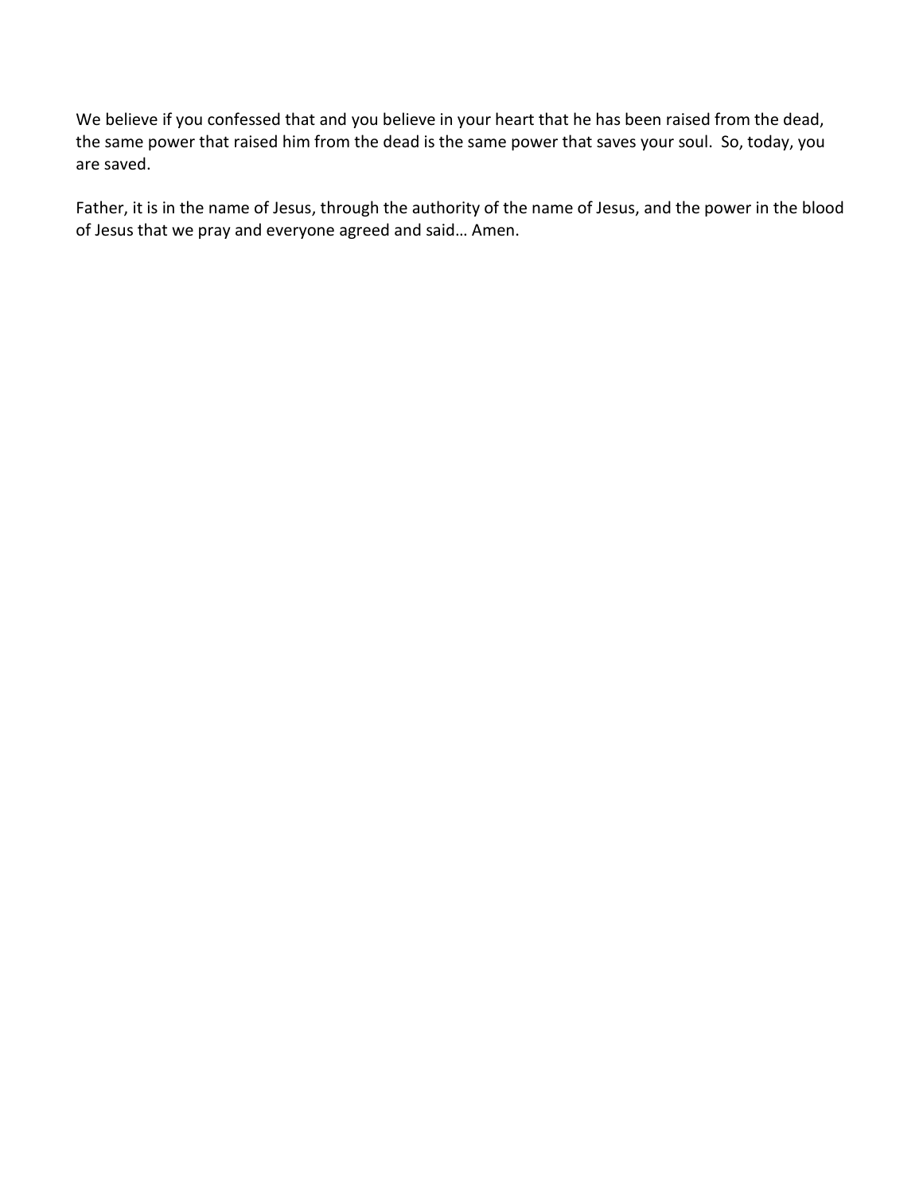We believe if you confessed that and you believe in your heart that he has been raised from the dead, the same power that raised him from the dead is the same power that saves your soul. So, today, you are saved.

Father, it is in the name of Jesus, through the authority of the name of Jesus, and the power in the blood of Jesus that we pray and everyone agreed and said… Amen.